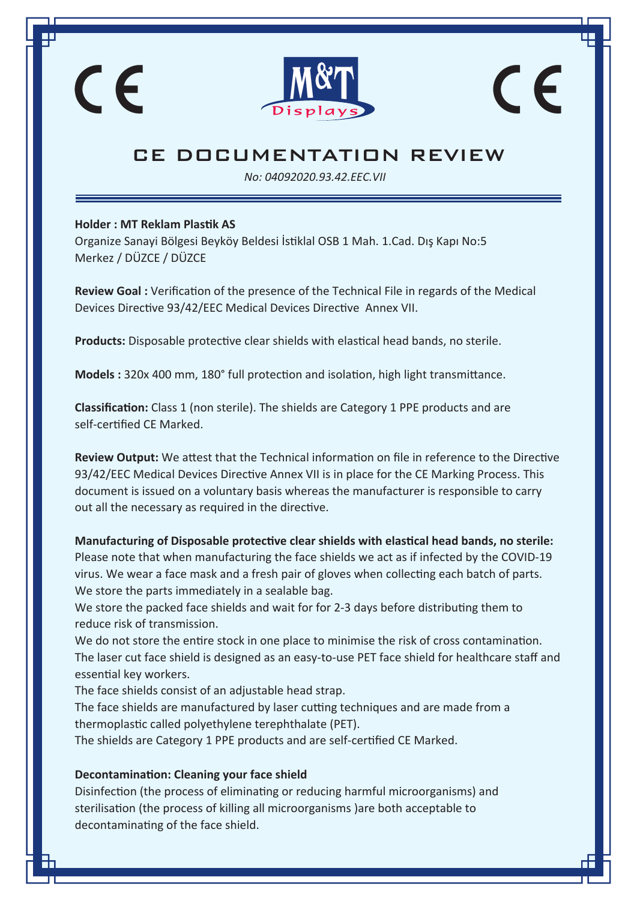CE M&T Displays CE

# CE DOCUMENTATION REVIEW

*No: 04092020.93.42.EEC.VII*

**Holder : MT Reklam Plastik AS**
Organize Sanayi Bölgesi Beyköy Beldesi İstiklal OSB 1 Mah. 1.Cad. Dış Kapı No:5
Merkez / DÜZCE / DÜZCE

**Review Goal :** Verification of the presence of the Technical File in regards of the Medical Devices Directive 93/42/EEC Medical Devices Directive Annex VII.

**Products:** Disposable protective clear shields with elastical head bands, no sterile.

**Models :** 320x 400 mm, 180° full protection and isolation, high light transmittance.

**Classification:** Class 1 (non sterile). The shields are Category 1 PPE products and are self-certified CE Marked.

**Review Output:** We attest that the Technical information on file in reference to the Directive 93/42/EEC Medical Devices Directive Annex VII is in place for the CE Marking Process. This document is issued on a voluntary basis whereas the manufacturer is responsible to carry out all the necessary as required in the directive.

**Manufacturing of Disposable protective clear shields with elastical head bands, no sterile:**
Please note that when manufacturing the face shields we act as if infected by the COVID-19 virus. We wear a face mask and a fresh pair of gloves when collecting each batch of parts. We store the parts immediately in a sealable bag.
We store the packed face shields and wait for for 2-3 days before distributing them to reduce risk of transmission.
We do not store the entire stock in one place to minimise the risk of cross contamination.
The laser cut face shield is designed as an easy-to-use PET face shield for healthcare staff and essential key workers.
The face shields consist of an adjustable head strap.
The face shields are manufactured by laser cutting techniques and are made from a thermoplastic called polyethylene terephthalate (PET).
The shields are Category 1 PPE products and are self-certified CE Marked.

**Decontamination: Cleaning your face shield**
Disinfection (the process of eliminating or reducing harmful microorganisms) and sterilisation (the process of killing all microorganisms )are both acceptable to decontaminating of the face shield.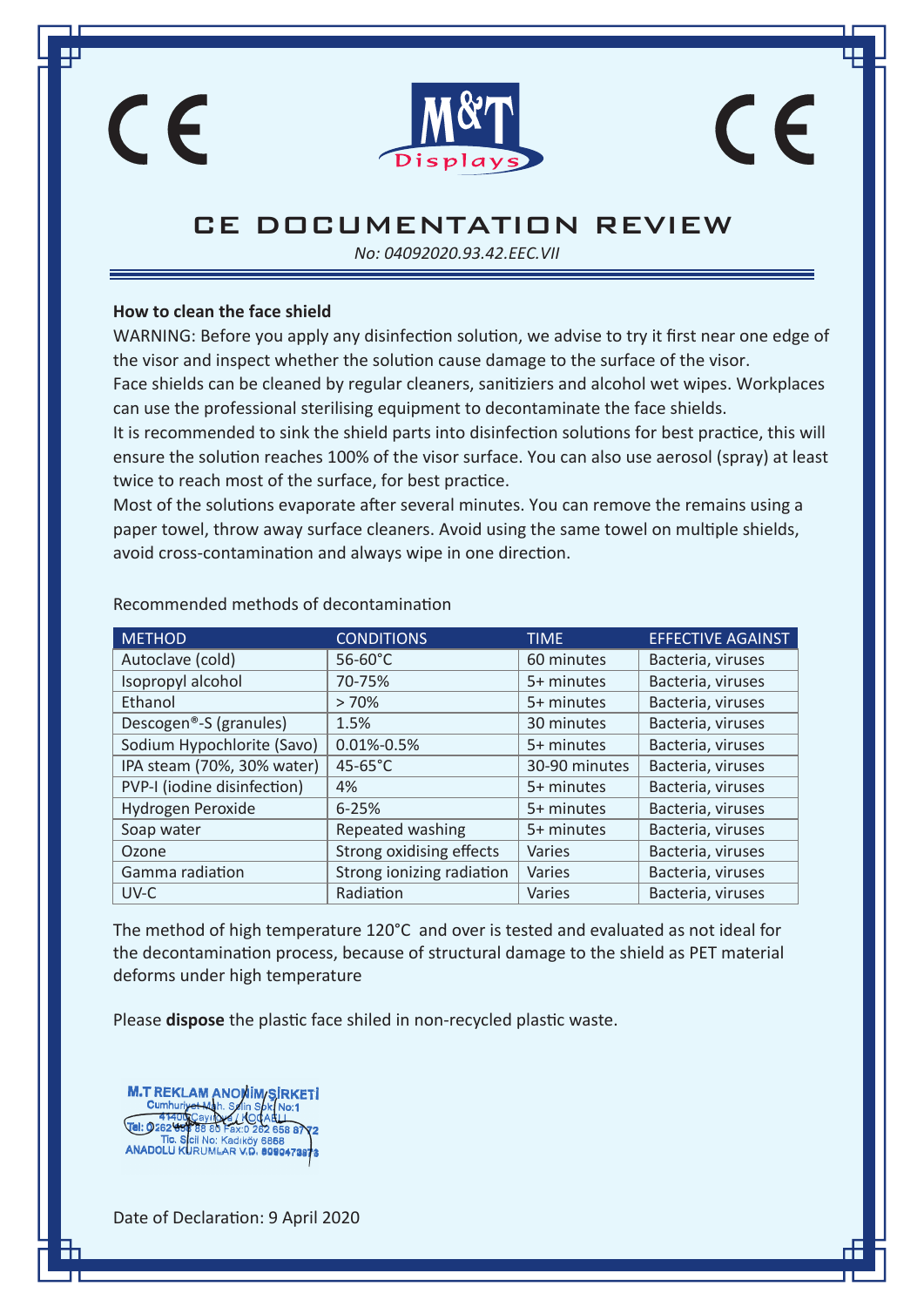CE M&T Displays CE

# CE DOCUMENTATION REVIEW

*No: 04092020.93.42.EEC.VII*

**How to clean the face shield**

WARNING: Before you apply any disinfection solution, we advise to try it first near one edge of the visor and inspect whether the solution cause damage to the surface of the visor.

Face shields can be cleaned by regular cleaners, sanitiziers and alcohol wet wipes. Workplaces can use the professional sterilising equipment to decontaminate the face shields.

It is recommended to sink the shield parts into disinfection solutions for best practice, this will ensure the solution reaches 100% of the visor surface. You can also use aerosol (spray) at least twice to reach most of the surface, for best practice.

Most of the solutions evaporate after several minutes. You can remove the remains using a paper towel, throw away surface cleaners. Avoid using the same towel on multiple shields, avoid cross-contamination and always wipe in one direction.

Recommended methods of decontamination

| METHOD | CONDITIONS | TIME | EFFECTIVE AGAINST |
|---|---|---|---|
| Autoclave (cold) | 56-60°C | 60 minutes | Bacteria, viruses |
| Isopropyl alcohol | 70-75% | 5+ minutes | Bacteria, viruses |
| Ethanol | > 70% | 5+ minutes | Bacteria, viruses |
| Descogen®-S (granules) | 1.5% | 30 minutes | Bacteria, viruses |
| Sodium Hypochlorite (Savo) | 0.01%-0.5% | 5+ minutes | Bacteria, viruses |
| IPA steam (70%, 30% water) | 45-65°C | 30-90 minutes | Bacteria, viruses |
| PVP-I (iodine disinfection) | 4% | 5+ minutes | Bacteria, viruses |
| Hydrogen Peroxide | 6-25% | 5+ minutes | Bacteria, viruses |
| Soap water | Repeated washing | 5+ minutes | Bacteria, viruses |
| Ozone | Strong oxidising effects | Varies | Bacteria, viruses |
| Gamma radiation | Strong ionizing radiation | Varies | Bacteria, viruses |
| UV-C | Radiation | Varies | Bacteria, viruses |

The method of high temperature 120°C and over is tested and evaluated as not ideal for the decontamination process, because of structural damage to the shield as PET material deforms under high temperature

Please **dispose** the plastic face shiled in non-recycled plastic waste.

M.T REKLAM ANONİM ŞİRKETİ
Cumhuriyet Mah. Selin Sok. No:1
41400 Çayırova / KOCAELİ
Tel: 0 262 658 88 80 Fax:0 262 658 87 72
Tic. Sicil No: Kadıköy 6868
ANADOLU KURUMLAR V.D. 6090473878

Date of Declaration: 9 April 2020